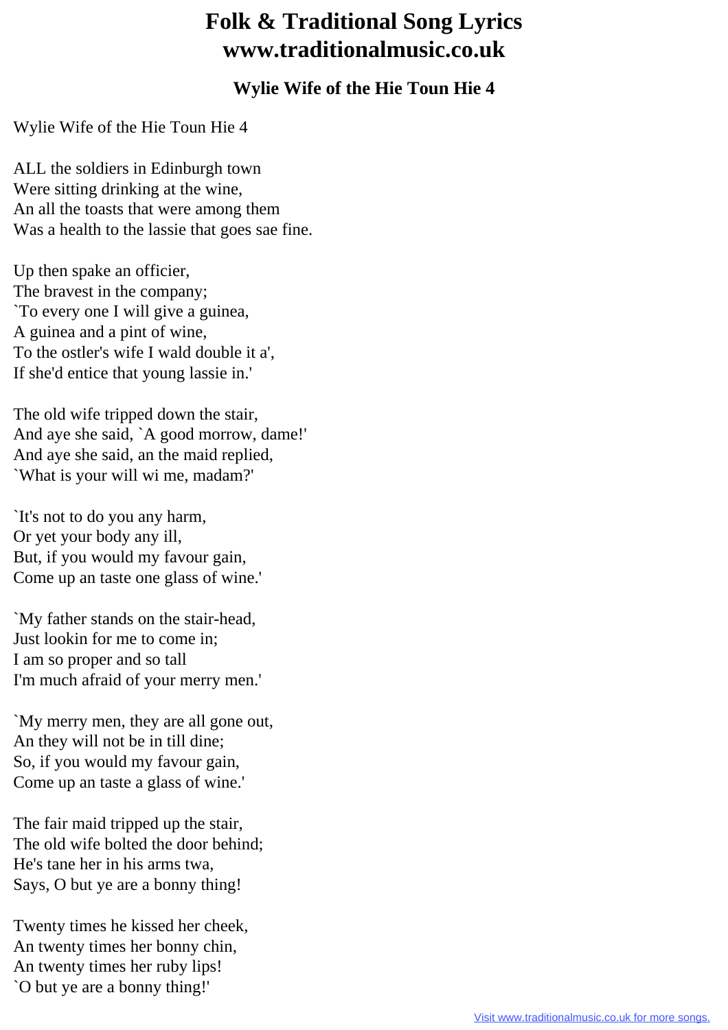# Folk & Traditional Song Lyrics www.traditionalmusic.co.uk

## Wylie Wife of the Hie Toun Hie 4

Wylie Wife of the Hie Toun Hie 4

ALL the soldiers in Edinburgh town
Were sitting drinking at the wine,
An all the toasts that were among them
Was a health to the lassie that goes sae fine.

Up then spake an officier,
The bravest in the company;
`To every one I will give a guinea,
A guinea and a pint of wine,
To the ostler's wife I wald double it a',
If she'd entice that young lassie in.'

The old wife tripped down the stair,
And aye she said, `A good morrow, dame!'
And aye she said, an the maid replied,
`What is your will wi me, madam?'

`It's not to do you any harm,
Or yet your body any ill,
But, if you would my favour gain,
Come up an taste one glass of wine.'

`My father stands on the stair-head,
Just lookin for me to come in;
I am so proper and so tall
I'm much afraid of your merry men.'

`My merry men, they are all gone out,
An they will not be in till dine;
So, if you would my favour gain,
Come up an taste a glass of wine.'

The fair maid tripped up the stair,
The old wife bolted the door behind;
He's tane her in his arms twa,
Says, O but ye are a bonny thing!

Twenty times he kissed her cheek,
An twenty times her bonny chin,
An twenty times her ruby lips!
`O but ye are a bonny thing!'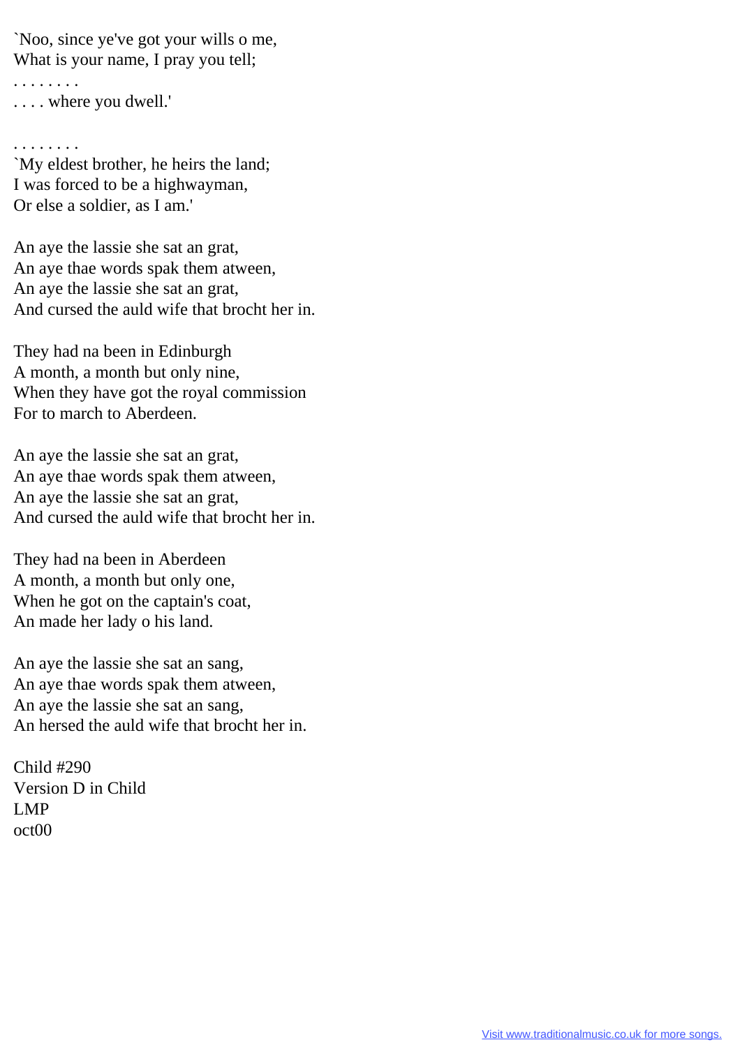`Noo, since ye've got your wills o me,
What is your name, I pray you tell;
. . . . . . . .
. . . . where you dwell.'

. . . . . . . .
`My eldest brother, he heirs the land;
I was forced to be a highwayman,
Or else a soldier, as I am.'

An aye the lassie she sat an grat,
An aye thae words spak them atween,
An aye the lassie she sat an grat,
And cursed the auld wife that brocht her in.

They had na been in Edinburgh
A month, a month but only nine,
When they have got the royal commission
For to march to Aberdeen.

An aye the lassie she sat an grat,
An aye thae words spak them atween,
An aye the lassie she sat an grat,
And cursed the auld wife that brocht her in.

They had na been in Aberdeen
A month, a month but only one,
When he got on the captain's coat,
An made her lady o his land.

An aye the lassie she sat an sang,
An aye thae words spak them atween,
An aye the lassie she sat an sang,
An hersed the auld wife that brocht her in.

Child #290
Version D in Child
LMP
oct00